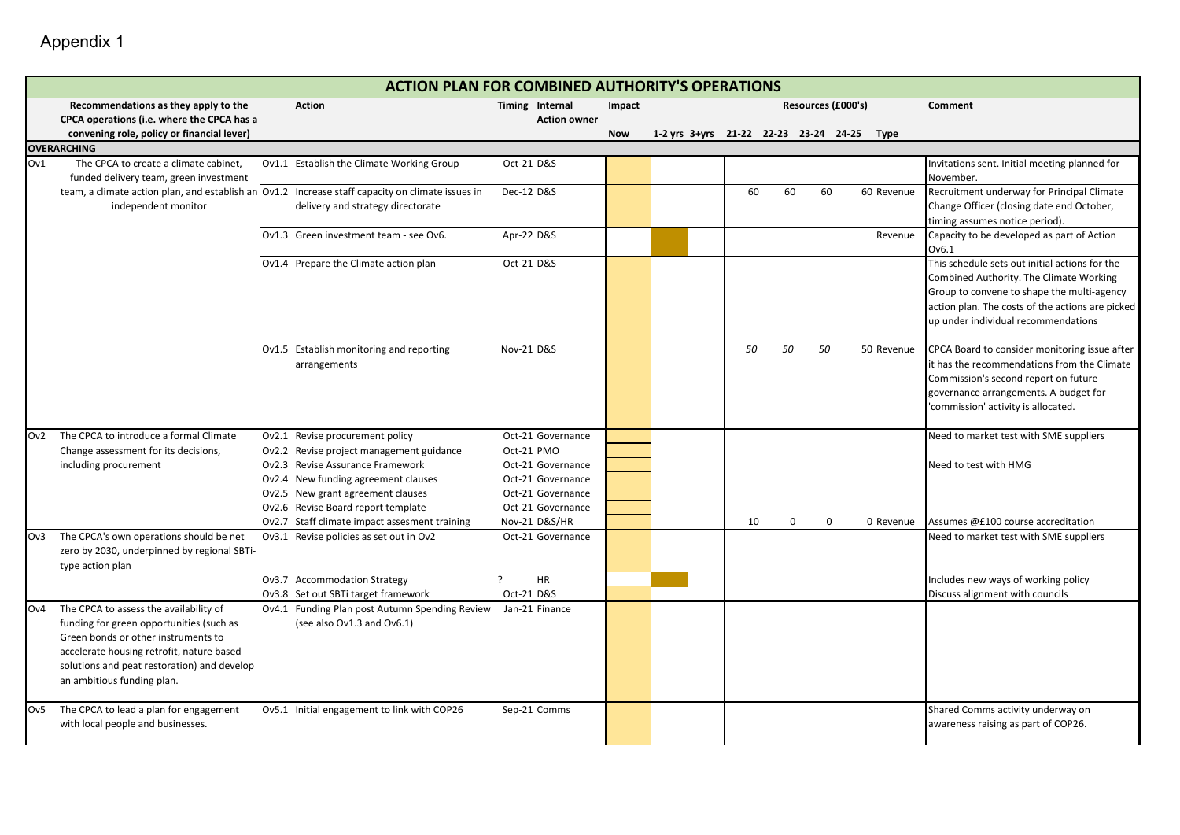Appendix 1

| ACTION PLAN FOR COMBINED AUTHORITY'S OPERATIONS | | | | | | | | | | | | | | | |
|---|---|---|---|---|---|---|---|---|---|---|---|---|---|---|---|
| | Recommendations as they apply to the CPCA operations (i.e. where the CPCA has a convening role, policy or financial lever) | | Action | Timing | Internal Action owner | Impact | | | Resources (£000's) | | | | | Comment |
| | | | | | | Now | 1-2 yrs | 3+yrs | 21-22 | 22-23 | 23-24 | 24-25 | Type | |
| **OVERARCHING** | | | | | | | | | | | | | | |
| Ov1 | The CPCA to create a climate cabinet, funded delivery team, green investment team, a climate action plan, and establish an independent monitor | Ov1.1 | Establish the Climate Working Group | Oct-21 | D&S | | | | | | | | | Invitations sent. Initial meeting planned for November. |
| | | Ov1.2 | Increase staff capacity on climate issues in delivery and strategy directorate | Dec-12 | D&S | | | | 60 | 60 | 60 | 60 | Revenue | Recruitment underway for Principal Climate Change Officer (closing date end October, timing assumes notice period). |
| | | Ov1.3 | Green investment team - see Ov6. | Apr-22 | D&S | | | | | | | | Revenue | Capacity to be developed as part of Action Ov6.1 |
| | | Ov1.4 | Prepare the Climate action plan | Oct-21 | D&S | | | | | | | | | This schedule sets out initial actions for the Combined Authority. The Climate Working Group to convene to shape the multi-agency action plan. The costs of the actions are picked up under individual recommendations |
| | | Ov1.5 | Establish monitoring and reporting arrangements | Nov-21 | D&S | | | | *50* | *50* | *50* | 50 | Revenue | CPCA Board to consider monitoring issue after it has the recommendations from the Climate Commission's second report on future governance arrangements. A budget for 'commission' activity is allocated. |
| Ov2 | The CPCA to introduce a formal Climate Change assessment for its decisions, including procurement | Ov2.1 | Revise procurement policy | Oct-21 | Governance | | | | | | | | | Need to market test with SME suppliers |
| | | Ov2.2 | Revise project management guidance | Oct-21 | PMO | | | | | | | | | |
| | | Ov2.3 | Revise Assurance Framework | Oct-21 | Governance | | | | | | | | | Need to test with HMG |
| | | Ov2.4 | New funding agreement clauses | Oct-21 | Governance | | | | | | | | | |
| | | Ov2.5 | New grant agreement clauses | Oct-21 | Governance | | | | | | | | | |
| | | Ov2.6 | Revise Board report template | Oct-21 | Governance | | | | | | | | | |
| | | Ov2.7 | Staff climate impact assesment training | Nov-21 | D&S/HR | | | | 10 | 0 | 0 | 0 | Revenue | Assumes @£100 course accreditation |
| Ov3 | The CPCA's own operations should be net zero by 2030, underpinned by regional SBTi-type action plan | Ov3.1 | Revise policies as set out in Ov2 | Oct-21 | Governance | | | | | | | | | Need to market test with SME suppliers |
| | | Ov3.7 | Accommodation Strategy | ? | HR | | | | | | | | | Includes new ways of working policy |
| | | Ov3.8 | Set out SBTi target framework | Oct-21 | D&S | | | | | | | | | Discuss alignment with councils |
| Ov4 | The CPCA to assess the availability of funding for green opportunities (such as Green bonds or other instruments to accelerate housing retrofit, nature based solutions and peat restoration) and develop an ambitious funding plan. | Ov4.1 | Funding Plan post Autumn Spending Review (see also Ov1.3 and Ov6.1) | Jan-21 | Finance | | | | | | | | | |
| Ov5 | The CPCA to lead a plan for engagement with local people and businesses. | Ov5.1 | Initial engagement to link with COP26 | Sep-21 | Comms | | | | | | | | | Shared Comms activity underway on awareness raising as part of COP26. |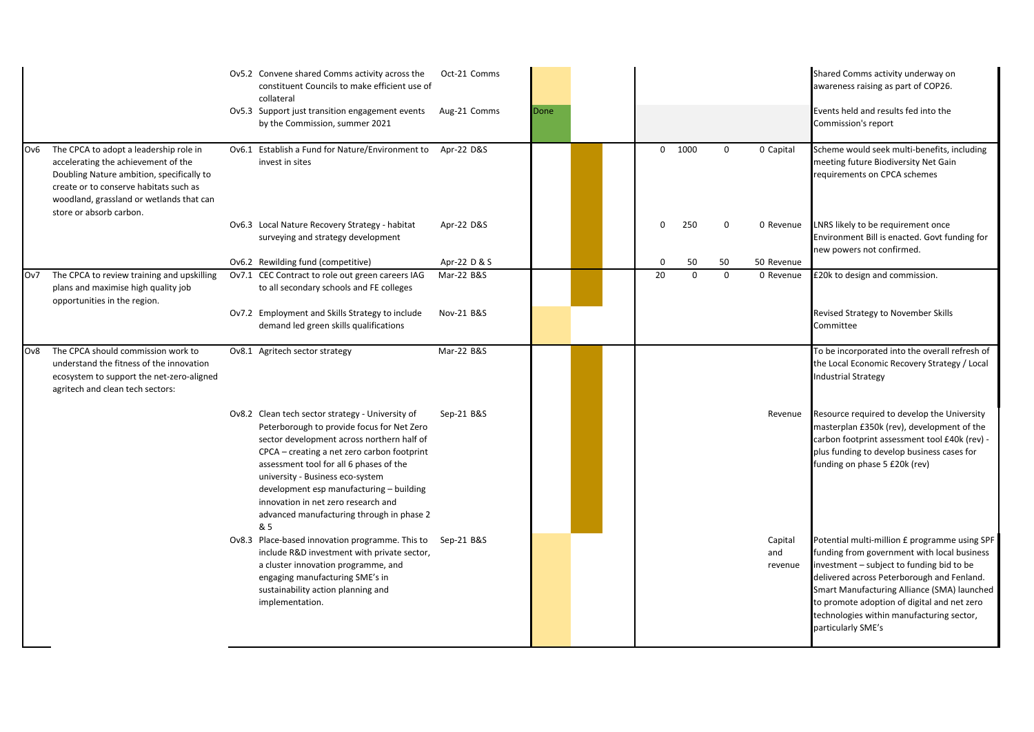| Ref | Action | Ref | Sub-action | Date | Lead | Status | | Budget 1 | Budget 2 | Budget 3 | Budget 4 | Type | Comments |
|---|---|---|---|---|---|---|---|---|---|---|---|---|---|
| | | Ov5.2 | Convene shared Comms activity across the constituent Councils to make efficient use of collateral | Oct-21 | Comms | | | | | | | | Shared Comms activity underway on awareness raising as part of COP26. |
| | | Ov5.3 | Support just transition engagement events by the Commission, summer 2021 | Aug-21 | Comms | Done | | | | | | | Events held and results fed into the Commission's report |
| Ov6 | The CPCA to adopt a leadership role in accelerating the achievement of the Doubling Nature ambition, specifically to create or to conserve habitats such as woodland, grassland or wetlands that can store or absorb carbon. | Ov6.1 | Establish a Fund for Nature/Environment to invest in sites | Apr-22 | D&S | | | 0 | 1000 | 0 | 0 | Capital | Scheme would seek multi-benefits, including meeting future Biodiversity Net Gain requirements on CPCA schemes |
| | | Ov6.3 | Local Nature Recovery Strategy - habitat surveying and strategy development | Apr-22 | D&S | | | 0 | 250 | 0 | 0 | Revenue | LNRS likely to be requirement once Environment Bill is enacted. Govt funding for new powers not confirmed. |
| | | Ov6.2 | Rewilding fund (competitive) | Apr-22 | D & S | | | 0 | 50 | 50 | 50 | Revenue | |
| Ov7 | The CPCA to review training and upskilling plans and maximise high quality job opportunities in the region. | Ov7.1 | CEC Contract to role out green careers IAG to all secondary schools and FE colleges | Mar-22 | B&S | | | 20 | 0 | 0 | 0 | Revenue | £20k to design and commission. |
| | | Ov7.2 | Employment and Skills Strategy to include demand led green skills qualifications | Nov-21 | B&S | | | | | | | | Revised Strategy to November Skills Committee |
| Ov8 | The CPCA should commission work to understand the fitness of the innovation ecosystem to support the net-zero-aligned agritech and clean tech sectors: | Ov8.1 | Agritech sector strategy | Mar-22 | B&S | | | | | | | | To be incorporated into the overall refresh of the Local Economic Recovery Strategy / Local Industrial Strategy |
| | | Ov8.2 | Clean tech sector strategy - University of Peterborough to provide focus for Net Zero sector development across northern half of CPCA – creating a net zero carbon footprint assessment tool for all 6 phases of the university - Business eco-system development esp manufacturing – building innovation in net zero research and advanced manufacturing through in phase 2 & 5 | Sep-21 | B&S | | | | | | | Revenue | Resource required to develop the University masterplan £350k (rev), development of the carbon footprint assessment tool £40k (rev) - plus funding to develop business cases for funding on phase 5 £20k (rev) |
| | | Ov8.3 | Place-based innovation programme. This to include R&D investment with private sector, a cluster innovation programme, and engaging manufacturing SME's in sustainability action planning and implementation. | Sep-21 | B&S | | | | | | | Capital and revenue | Potential multi-million £ programme using SPF funding from government with local business investment – subject to funding bid to be delivered across Peterborough and Fenland. Smart Manufacturing Alliance (SMA) launched to promote adoption of digital and net zero technologies within manufacturing sector, particularly SME's |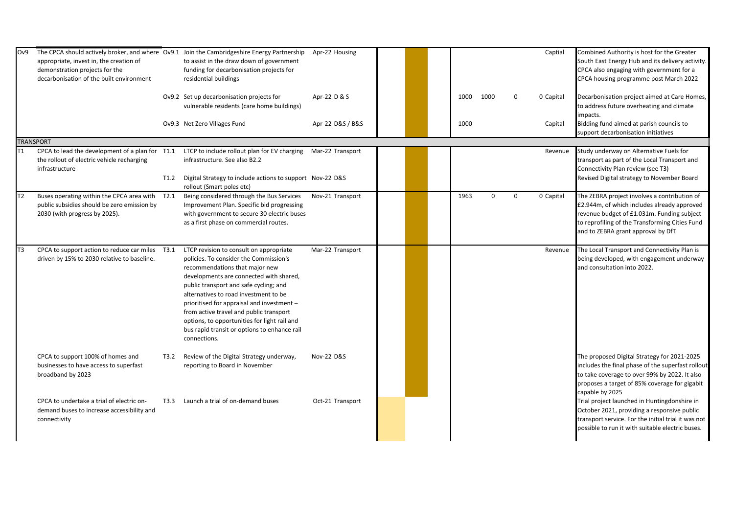| Ref | Recommendation | Action Ref | Action | Date | Lead | | | | | | | | Funding Type | Comments |
|---|---|---|---|---|---|---|---|---|---|---|---|---|---|---|
| Ov9 | The CPCA should actively broker, and where appropriate, invest in, the creation of demonstration projects for the decarbonisation of the built environment | Ov9.1 | Join the Cambridgeshire Energy Partnership to assist in the draw down of government funding for decarbonisation projects for residential buildings | Apr-22 | Housing | | | | | | | | Captial | Combined Authority is host for the Greater South East Energy Hub and its delivery activity. CPCA also engaging with government for a CPCA housing programme post March 2022 |
| | | Ov9.2 | Set up decarbonisation projects for vulnerable residents (care home buildings) | Apr-22 | D & S | | | | 1000 | 1000 | 0 | 0 | Capital | Decarbonisation project aimed at Care Homes, to address future overheating and climate impacts. |
| | | Ov9.3 | Net Zero Villages Fund | Apr-22 | D&S / B&S | | | | 1000 | | | | Capital | Bidding fund aimed at parish councils to support decarbonisation initiatives |
| **TRANSPORT** | | | | | | | | | | | | | | |
| T1 | CPCA to lead the development of a plan for the rollout of electric vehicle recharging infrastructure | T1.1 | LTCP to include rollout plan for EV charging infrastructure. See also B2.2 | Mar-22 | Transport | | | | | | | | Revenue | Study underway on Alternative Fuels for transport as part of the Local Transport and Connectivity Plan review (see T3) |
| | | T1.2 | Digital Strategy to include actions to support rollout (Smart poles etc) | Nov-22 | D&S | | | | | | | | | Revised Digital strategy to November Board |
| T2 | Buses operating within the CPCA area with public subsidies should be zero emission by 2030 (with progress by 2025). | T2.1 | Being considered through the Bus Services Improvement Plan. Specific bid progressing with government to secure 30 electric buses as a first phase on commercial routes. | Nov-21 | Transport | | | | 1963 | 0 | 0 | 0 | Capital | The ZEBRA project involves a contribution of £2.944m, of which includes already approved revenue budget of £1.031m. Funding subject to reprofiling of the Transforming Cities Fund and to ZEBRA grant approval by DfT |
| T3 | CPCA to support action to reduce car miles driven by 15% to 2030 relative to baseline. | T3.1 | LTCP revision to consult on appropriate policies. To consider the Commission's recommendations that major new developments are connected with shared, public transport and safe cycling; and alternatives to road investment to be prioritised for appraisal and investment – from active travel and public transport options, to opportunities for light rail and bus rapid transit or options to enhance rail connections. | Mar-22 | Transport | | | | | | | | Revenue | The Local Transport and Connectivity Plan is being developed, with engagement underway and consultation into 2022. |
| | CPCA to support 100% of homes and businesses to have access to superfast broadband by 2023 | T3.2 | Review of the Digital Strategy underway, reporting to Board in November | Nov-22 | D&S | | | | | | | | | The proposed Digital Strategy for 2021-2025 includes the final phase of the superfast rollout to take coverage to over 99% by 2022. It also proposes a target of 85% coverage for gigabit capable by 2025 |
| | CPCA to undertake a trial of electric on-demand buses to increase accessibility and connectivity | T3.3 | Launch a trial of on-demand buses | Oct-21 | Transport | | | | | | | | | Trial project launched in Huntingdonshire in October 2021, providing a responsive public transport service. For the initial trial it was not possible to run it with suitable electric buses. |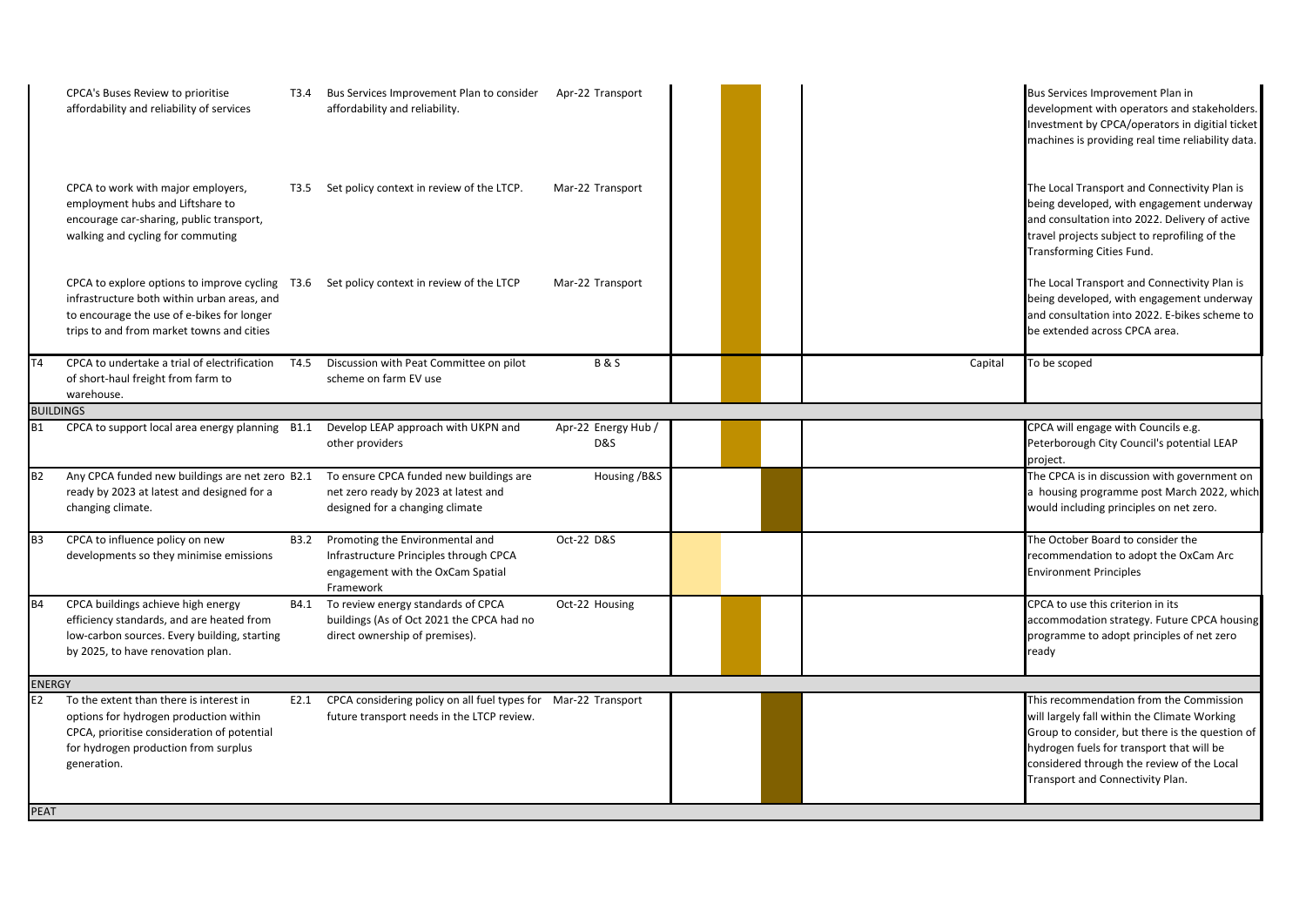| | | | | | | | | | | |
|---|---|---|---|---|---|---|---|---|---|---|
| | CPCA's Buses Review to prioritise affordability and reliability of services | T3.4 | Bus Services Improvement Plan to consider affordability and reliability. | Apr-22 | Transport | | | | | Bus Services Improvement Plan in development with operators and stakeholders. Investment by CPCA/operators in digitial ticket machines is providing real time reliability data. |
| | CPCA to work with major employers, employment hubs and Liftshare to encourage car-sharing, public transport, walking and cycling for commuting | T3.5 | Set policy context in review of the LTCP. | Mar-22 | Transport | | | | | The Local Transport and Connectivity Plan is being developed, with engagement underway and consultation into 2022. Delivery of active travel projects subject to reprofiling of the Transforming Cities Fund. |
| | CPCA to explore options to improve cycling infrastructure both within urban areas, and to encourage the use of e-bikes for longer trips to and from market towns and cities | T3.6 | Set policy context in review of the LTCP | Mar-22 | Transport | | | | | The Local Transport and Connectivity Plan is being developed, with engagement underway and consultation into 2022. E-bikes scheme to be extended across CPCA area. |
| T4 | CPCA to undertake a trial of electrification of short-haul freight from farm to warehouse. | T4.5 | Discussion with Peat Committee on pilot scheme on farm EV use | | B & S | | | | Capital | To be scoped |
| **BUILDINGS** | | | | | | | | | | |
| B1 | CPCA to support local area energy planning | B1.1 | Develop LEAP approach with UKPN and other providers | Apr-22 | Energy Hub / D&S | | | | | CPCA will engage with Councils e.g. Peterborough City Council's potential LEAP project. |
| B2 | Any CPCA funded new buildings are net zero ready by 2023 at latest and designed for a changing climate. | B2.1 | To ensure CPCA funded new buildings are net zero ready by 2023 at latest and designed for a changing climate | | Housing /B&S | | | | | The CPCA is in discussion with government on a housing programme post March 2022, which would including principles on net zero. |
| B3 | CPCA to influence policy on new developments so they minimise emissions | B3.2 | Promoting the Environmental and Infrastructure Principles through CPCA engagement with the OxCam Spatial Framework | Oct-22 | D&S | | | | | The October Board to consider the recommendation to adopt the OxCam Arc Environment Principles |
| B4 | CPCA buildings achieve high energy efficiency standards, and are heated from low-carbon sources. Every building, starting by 2025, to have renovation plan. | B4.1 | To review energy standards of CPCA buildings (As of Oct 2021 the CPCA had no direct ownership of premises). | Oct-22 | Housing | | | | | CPCA to use this criterion in its accommodation strategy. Future CPCA housing programme to adopt principles of net zero ready |
| **ENERGY** | | | | | | | | | | |
| E2 | To the extent than there is interest in options for hydrogen production within CPCA, prioritise consideration of potential for hydrogen production from surplus generation. | E2.1 | CPCA considering policy on all fuel types for future transport needs in the LTCP review. | Mar-22 | Transport | | | | | This recommendation from the Commission will largely fall within the Climate Working Group to consider, but there is the question of hydrogen fuels for transport that will be considered through the review of the Local Transport and Connectivity Plan. |
| **PEAT** | | | | | | | | | | |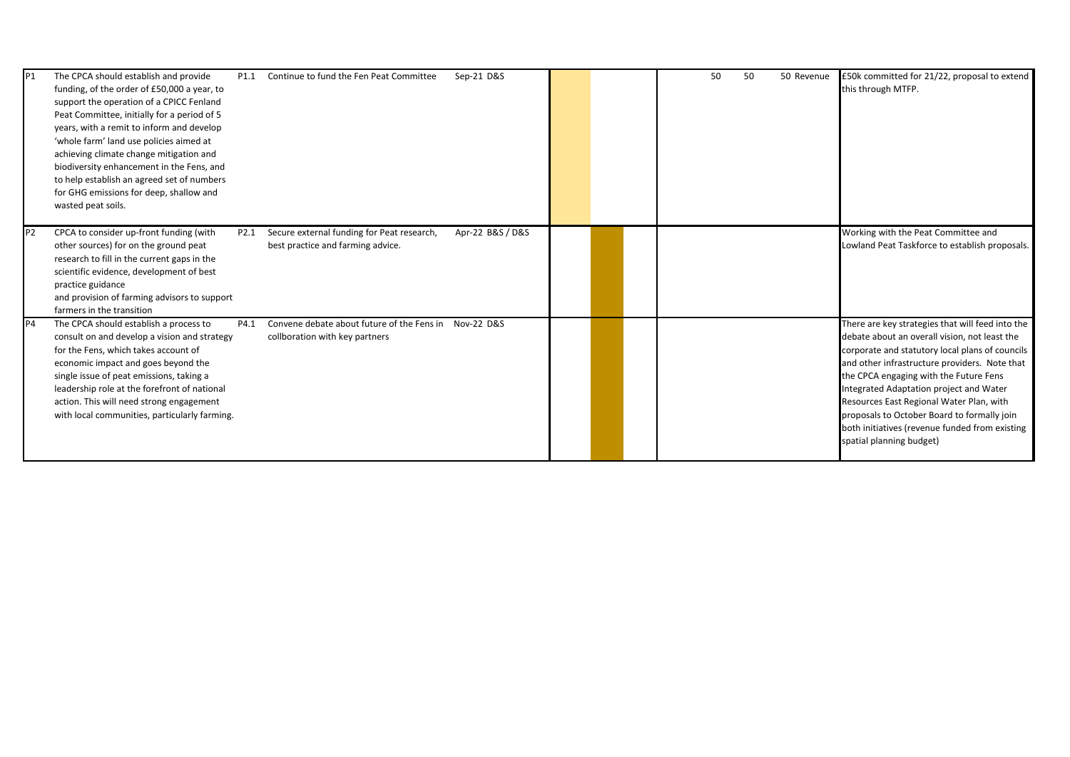| | | | | | | | | | | | | | |
|---|---|---|---|---|---|---|---|---|---|---|---|---|---|
| P1 | The CPCA should establish and provide funding, of the order of £50,000 a year, to support the operation of a CPICC Fenland Peat Committee, initially for a period of 5 years, with a remit to inform and develop 'whole farm' land use policies aimed at achieving climate change mitigation and biodiversity enhancement in the Fens, and to help establish an agreed set of numbers for GHG emissions for deep, shallow and wasted peat soils. | P1.1 | Continue to fund the Fen Peat Committee | Sep-21 | D&S | | | | 50 | 50 | 50 | Revenue | £50k committed for 21/22, proposal to extend this through MTFP. |
| P2 | CPCA to consider up-front funding (with other sources) for on the ground peat research to fill in the current gaps in the scientific evidence, development of best practice guidance and provision of farming advisors to support farmers in the transition | P2.1 | Secure external funding for Peat research, best practice and farming advice. | Apr-22 | B&S / D&S | | | | | | | | Working with the Peat Committee and Lowland Peat Taskforce to establish proposals. |
| P4 | The CPCA should establish a process to consult on and develop a vision and strategy for the Fens, which takes account of economic impact and goes beyond the single issue of peat emissions, taking a leadership role at the forefront of national action. This will need strong engagement with local communities, particularly farming. | P4.1 | Convene debate about future of the Fens in collboration with key partners | Nov-22 | D&S | | | | | | | | There are key strategies that will feed into the debate about an overall vision, not least the corporate and statutory local plans of councils and other infrastructure providers. Note that the CPCA engaging with the Future Fens Integrated Adaptation project and Water Resources East Regional Water Plan, with proposals to October Board to formally join both initiatives (revenue funded from existing spatial planning budget) |